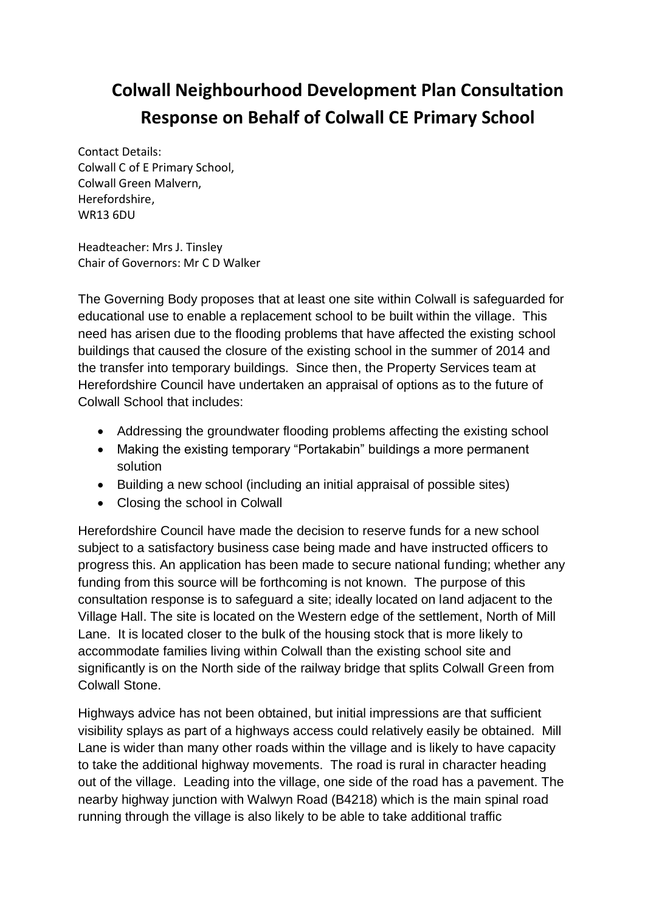# Colwall Neighbourhood Development Plan Consultation Response on Behalf of Colwall CE Primary School

Contact Details:
Colwall C of E Primary School,
Colwall Green Malvern,
Herefordshire,
WR13 6DU

Headteacher: Mrs J. Tinsley
Chair of Governors: Mr C D Walker

The Governing Body proposes that at least one site within Colwall is safeguarded for educational use to enable a replacement school to be built within the village. This need has arisen due to the flooding problems that have affected the existing school buildings that caused the closure of the existing school in the summer of 2014 and the transfer into temporary buildings. Since then, the Property Services team at Herefordshire Council have undertaken an appraisal of options as to the future of Colwall School that includes:

- Addressing the groundwater flooding problems affecting the existing school
- Making the existing temporary "Portakabin" buildings a more permanent solution
- Building a new school (including an initial appraisal of possible sites)
- Closing the school in Colwall

Herefordshire Council have made the decision to reserve funds for a new school subject to a satisfactory business case being made and have instructed officers to progress this. An application has been made to secure national funding; whether any funding from this source will be forthcoming is not known. The purpose of this consultation response is to safeguard a site; ideally located on land adjacent to the Village Hall. The site is located on the Western edge of the settlement, North of Mill Lane. It is located closer to the bulk of the housing stock that is more likely to accommodate families living within Colwall than the existing school site and significantly is on the North side of the railway bridge that splits Colwall Green from Colwall Stone.

Highways advice has not been obtained, but initial impressions are that sufficient visibility splays as part of a highways access could relatively easily be obtained. Mill Lane is wider than many other roads within the village and is likely to have capacity to take the additional highway movements. The road is rural in character heading out of the village. Leading into the village, one side of the road has a pavement. The nearby highway junction with Walwyn Road (B4218) which is the main spinal road running through the village is also likely to be able to take additional traffic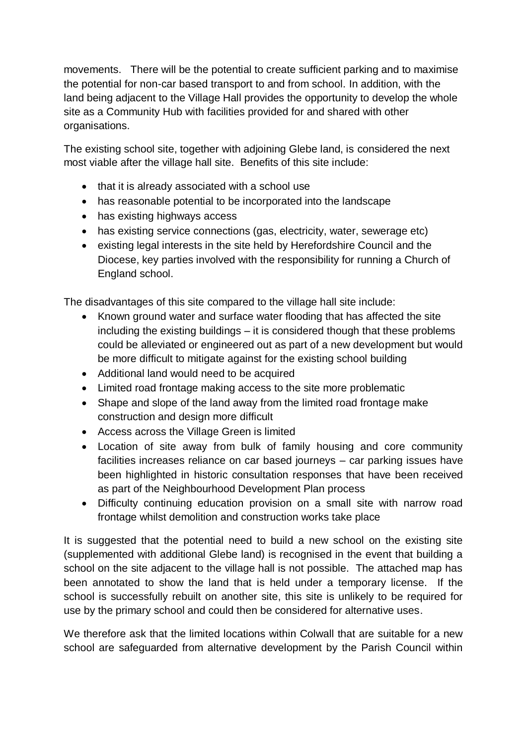movements. There will be the potential to create sufficient parking and to maximise the potential for non-car based transport to and from school. In addition, with the land being adjacent to the Village Hall provides the opportunity to develop the whole site as a Community Hub with facilities provided for and shared with other organisations.

The existing school site, together with adjoining Glebe land, is considered the next most viable after the village hall site. Benefits of this site include:

- that it is already associated with a school use
- has reasonable potential to be incorporated into the landscape
- has existing highways access
- has existing service connections (gas, electricity, water, sewerage etc)
- existing legal interests in the site held by Herefordshire Council and the Diocese, key parties involved with the responsibility for running a Church of England school.

The disadvantages of this site compared to the village hall site include:

- Known ground water and surface water flooding that has affected the site including the existing buildings – it is considered though that these problems could be alleviated or engineered out as part of a new development but would be more difficult to mitigate against for the existing school building
- Additional land would need to be acquired
- Limited road frontage making access to the site more problematic
- Shape and slope of the land away from the limited road frontage make construction and design more difficult
- Access across the Village Green is limited
- Location of site away from bulk of family housing and core community facilities increases reliance on car based journeys – car parking issues have been highlighted in historic consultation responses that have been received as part of the Neighbourhood Development Plan process
- Difficulty continuing education provision on a small site with narrow road frontage whilst demolition and construction works take place

It is suggested that the potential need to build a new school on the existing site (supplemented with additional Glebe land) is recognised in the event that building a school on the site adjacent to the village hall is not possible. The attached map has been annotated to show the land that is held under a temporary license. If the school is successfully rebuilt on another site, this site is unlikely to be required for use by the primary school and could then be considered for alternative uses.

We therefore ask that the limited locations within Colwall that are suitable for a new school are safeguarded from alternative development by the Parish Council within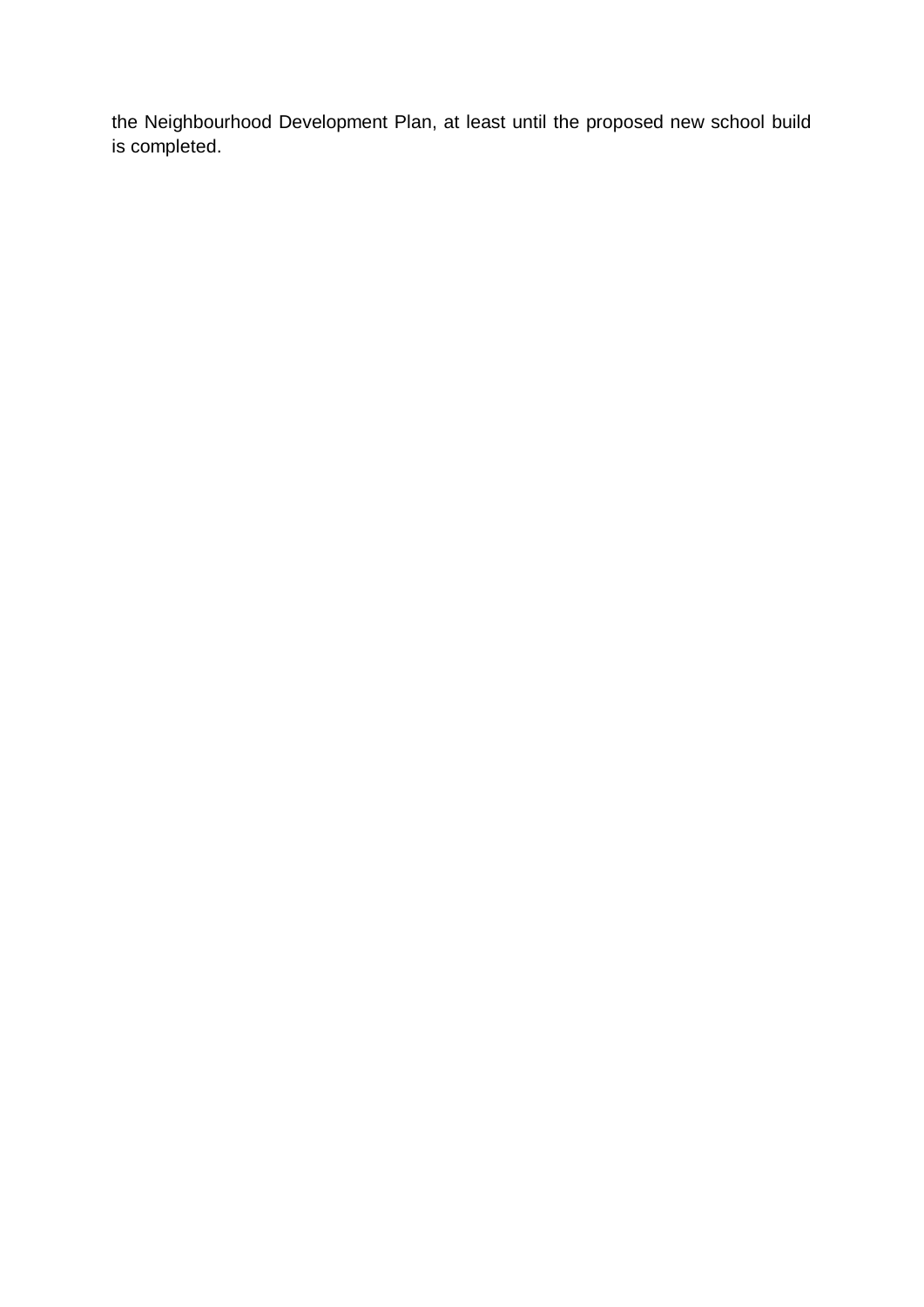the Neighbourhood Development Plan, at least until the proposed new school build is completed.